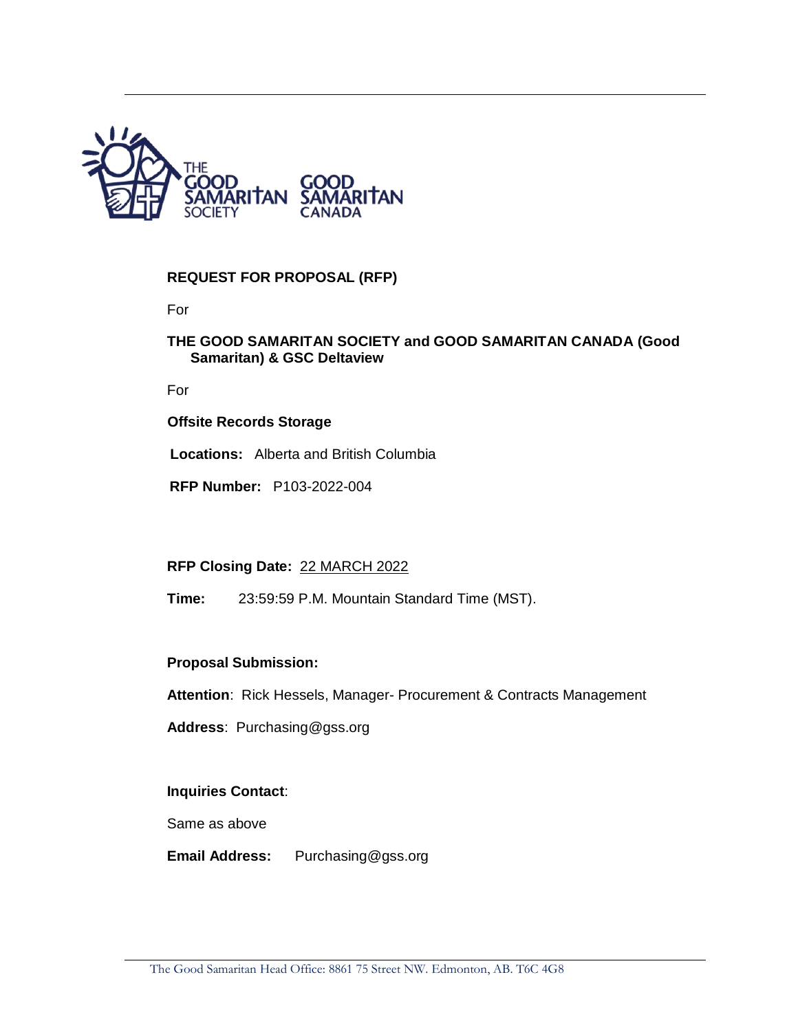THE GOOD SAMARITAN SOCIETY GOOD SAMARITAN CANADA

**REQUEST FOR PROPOSAL (RFP)**

For

**THE GOOD SAMARITAN SOCIETY and GOOD SAMARITAN CANADA (Good Samaritan) & GSC Deltaview**

For

**Offsite Records Storage**

**Locations:** Alberta and British Columbia

**RFP Number:** P103-2022-004

**RFP Closing Date:** 22 MARCH 2022

**Time:** 23:59:59 P.M. Mountain Standard Time (MST).

**Proposal Submission:**

**Attention**: Rick Hessels, Manager- Procurement & Contracts Management

**Address**: Purchasing@gss.org

**Inquiries Contact**:

Same as above

**Email Address:** Purchasing@gss.org

The Good Samaritan Head Office: 8861 75 Street NW. Edmonton, AB. T6C 4G8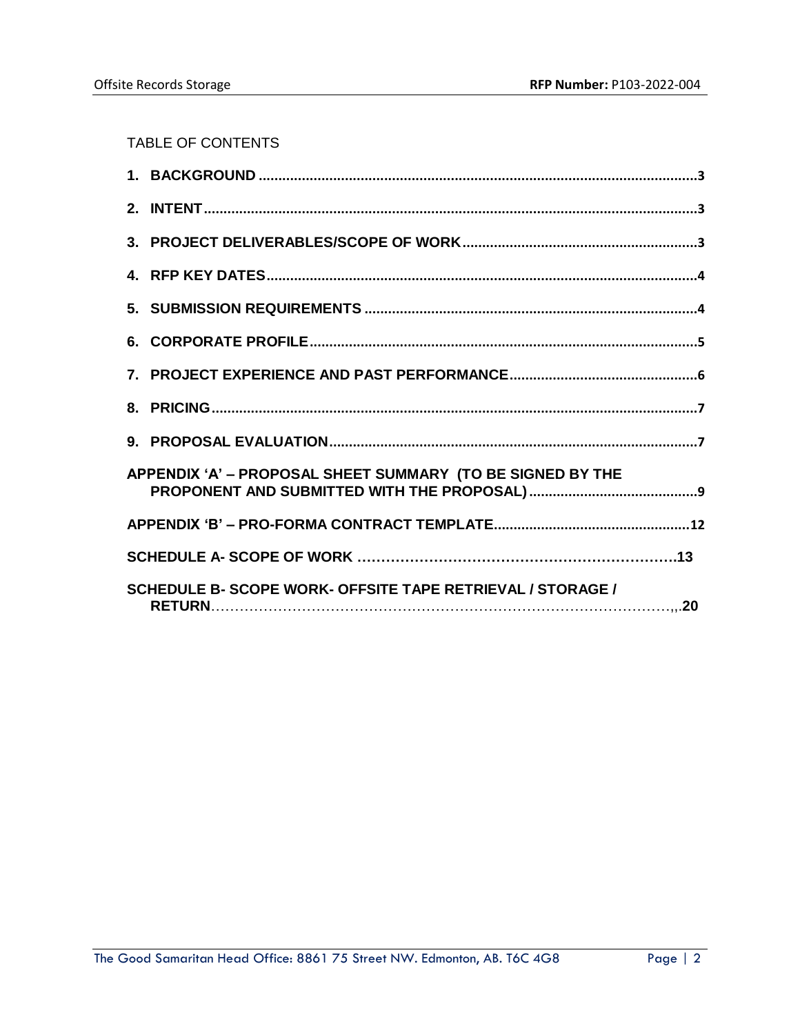TABLE OF CONTENTS

1. **BACKGROUND** .......................................................................................................3
2. **INTENT** ..................................................................................................................3
3. **PROJECT DELIVERABLES/SCOPE OF WORK** ...................................................3
4. **RFP KEY DATES** ....................................................................................................4
5. **SUBMISSION REQUIREMENTS** ...........................................................................4
6. **CORPORATE PROFILE** .........................................................................................5
7. **PROJECT EXPERIENCE AND PAST PERFORMANCE** ......................................6
8. **PRICING** ................................................................................................................7
9. **PROPOSAL EVALUATION** ....................................................................................7

**APPENDIX 'A' – PROPOSAL SHEET SUMMARY (TO BE SIGNED BY THE PROPONENT AND SUBMITTED WITH THE PROPOSAL)** ..........................................9

**APPENDIX 'B' – PRO-FORMA CONTRACT TEMPLATE** .................................................12

**SCHEDULE A- SCOPE OF WORK** ……………………………………………………….13

**SCHEDULE B- SCOPE WORK- OFFSITE TAPE RETRIEVAL / STORAGE / RETURN** ……………………………………………………………………………,,.20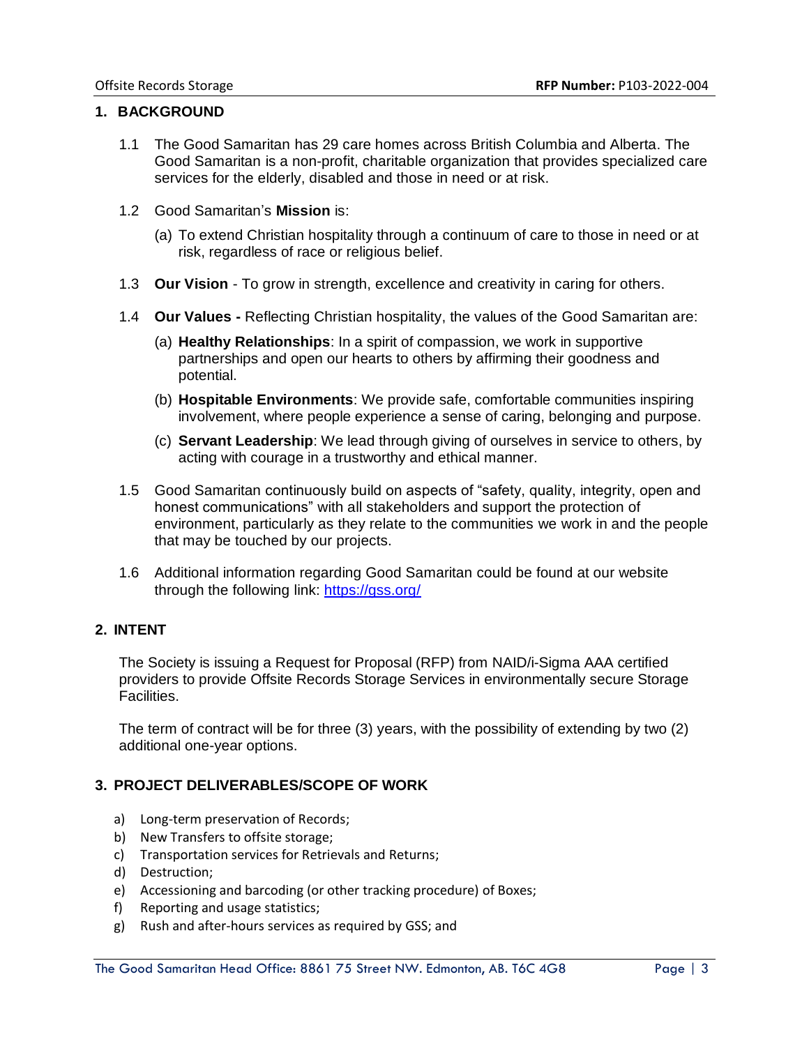## 1. BACKGROUND

1.1 The Good Samaritan has 29 care homes across British Columbia and Alberta. The Good Samaritan is a non-profit, charitable organization that provides specialized care services for the elderly, disabled and those in need or at risk.

1.2 Good Samaritan's **Mission** is:

(a) To extend Christian hospitality through a continuum of care to those in need or at risk, regardless of race or religious belief.

1.3 **Our Vision** - To grow in strength, excellence and creativity in caring for others.

1.4 **Our Values -** Reflecting Christian hospitality, the values of the Good Samaritan are:

(a) **Healthy Relationships**: In a spirit of compassion, we work in supportive partnerships and open our hearts to others by affirming their goodness and potential.

(b) **Hospitable Environments**: We provide safe, comfortable communities inspiring involvement, where people experience a sense of caring, belonging and purpose.

(c) **Servant Leadership**: We lead through giving of ourselves in service to others, by acting with courage in a trustworthy and ethical manner.

1.5 Good Samaritan continuously build on aspects of "safety, quality, integrity, open and honest communications" with all stakeholders and support the protection of environment, particularly as they relate to the communities we work in and the people that may be touched by our projects.

1.6 Additional information regarding Good Samaritan could be found at our website through the following link: [https://gss.org/](https://gss.org/)

## 2. INTENT

The Society is issuing a Request for Proposal (RFP) from NAID/i-Sigma AAA certified providers to provide Offsite Records Storage Services in environmentally secure Storage Facilities.

The term of contract will be for three (3) years, with the possibility of extending by two (2) additional one-year options.

## 3. PROJECT DELIVERABLES/SCOPE OF WORK

a) Long-term preservation of Records;
b) New Transfers to offsite storage;
c) Transportation services for Retrievals and Returns;
d) Destruction;
e) Accessioning and barcoding (or other tracking procedure) of Boxes;
f) Reporting and usage statistics;
g) Rush and after-hours services as required by GSS; and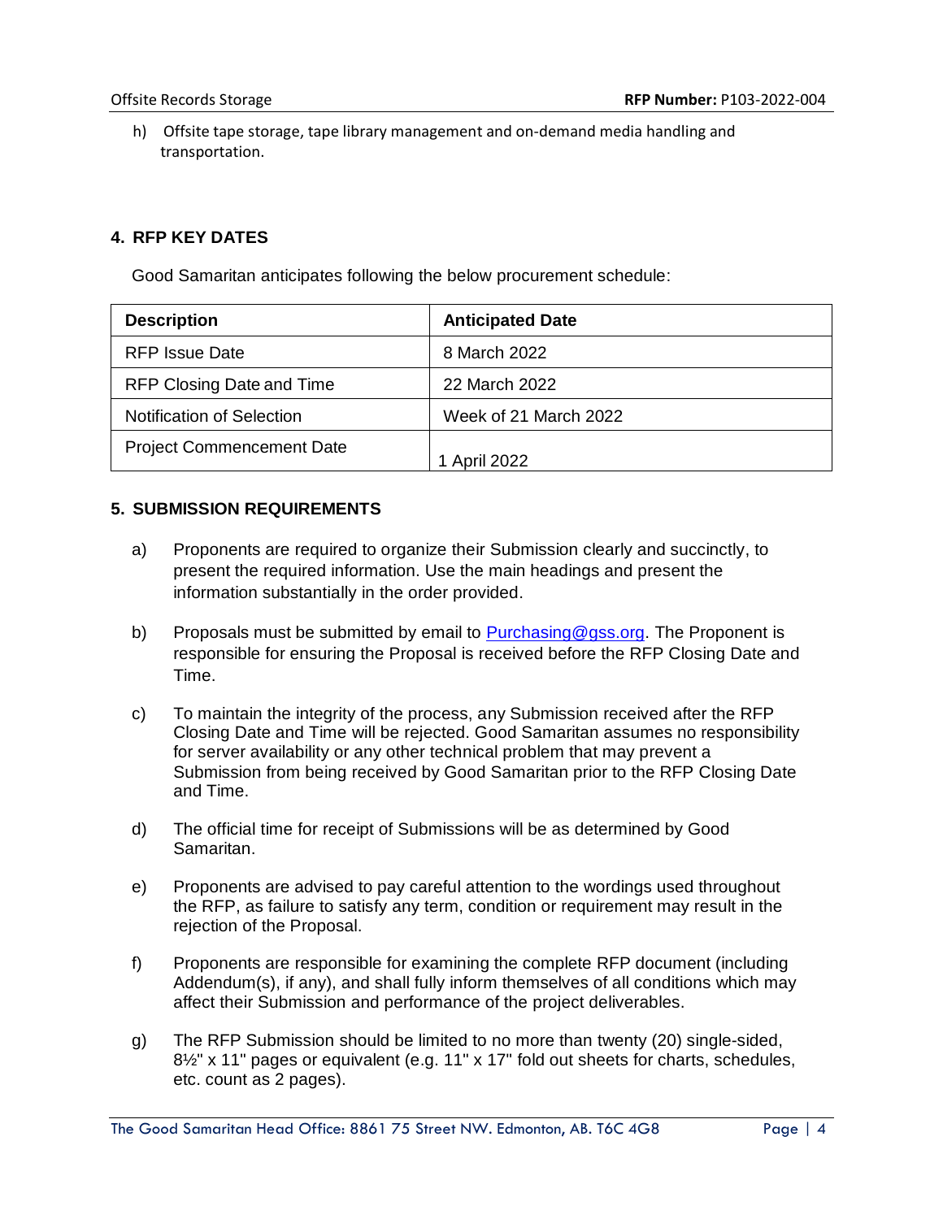h) Offsite tape storage, tape library management and on-demand media handling and transportation.

## 4. RFP KEY DATES

Good Samaritan anticipates following the below procurement schedule:

| Description | Anticipated Date |
|---|---|
| RFP Issue Date | 8 March 2022 |
| RFP Closing Date and Time | 22 March 2022 |
| Notification of Selection | Week of 21 March 2022 |
| Project Commencement Date | 1 April 2022 |

## 5. SUBMISSION REQUIREMENTS

a) Proponents are required to organize their Submission clearly and succinctly, to present the required information. Use the main headings and present the information substantially in the order provided.

b) Proposals must be submitted by email to Purchasing@gss.org. The Proponent is responsible for ensuring the Proposal is received before the RFP Closing Date and Time.

c) To maintain the integrity of the process, any Submission received after the RFP Closing Date and Time will be rejected. Good Samaritan assumes no responsibility for server availability or any other technical problem that may prevent a Submission from being received by Good Samaritan prior to the RFP Closing Date and Time.

d) The official time for receipt of Submissions will be as determined by Good Samaritan.

e) Proponents are advised to pay careful attention to the wordings used throughout the RFP, as failure to satisfy any term, condition or requirement may result in the rejection of the Proposal.

f) Proponents are responsible for examining the complete RFP document (including Addendum(s), if any), and shall fully inform themselves of all conditions which may affect their Submission and performance of the project deliverables.

g) The RFP Submission should be limited to no more than twenty (20) single-sided, 8½" x 11" pages or equivalent (e.g. 11" x 17" fold out sheets for charts, schedules, etc. count as 2 pages).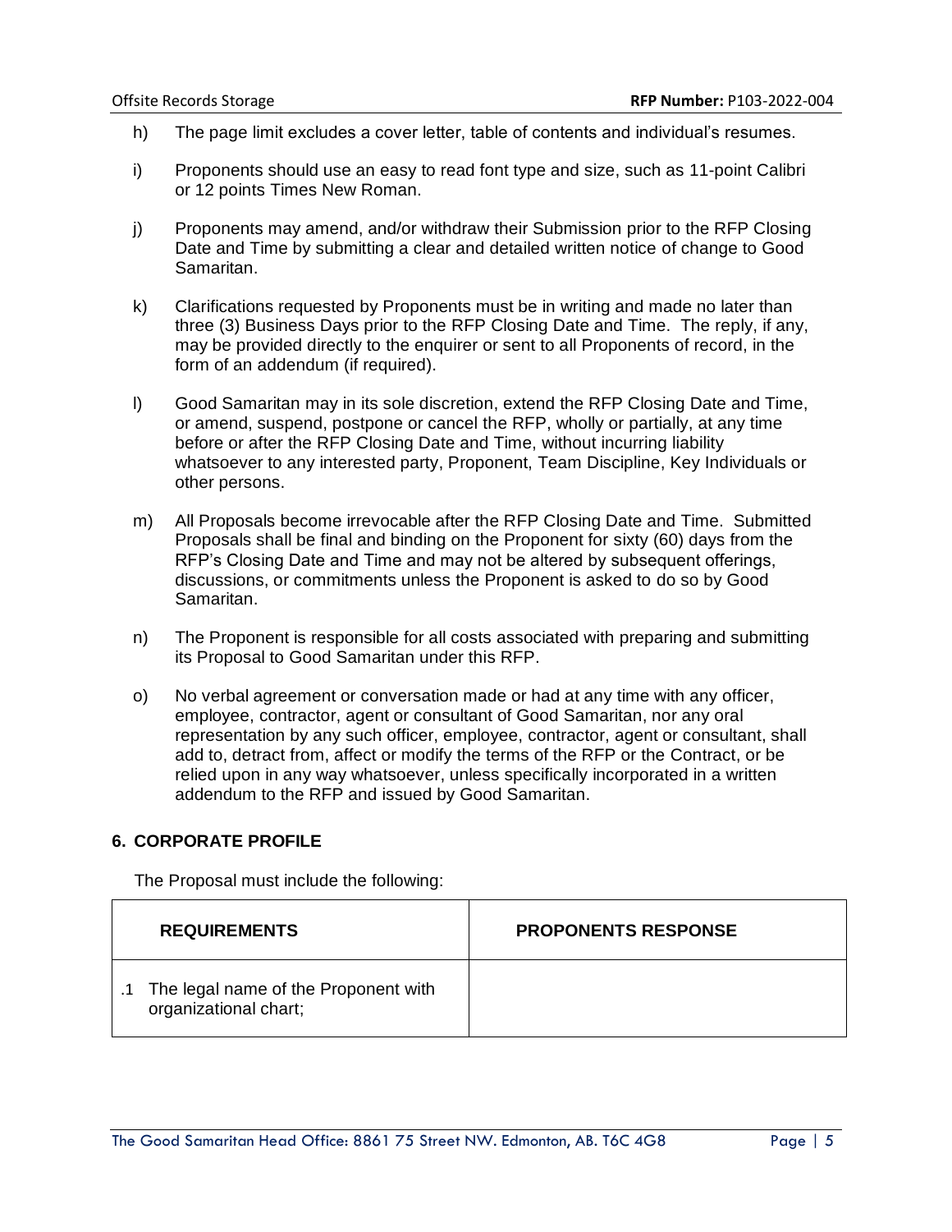h) The page limit excludes a cover letter, table of contents and individual's resumes.

i) Proponents should use an easy to read font type and size, such as 11-point Calibri or 12 points Times New Roman.

j) Proponents may amend, and/or withdraw their Submission prior to the RFP Closing Date and Time by submitting a clear and detailed written notice of change to Good Samaritan.

k) Clarifications requested by Proponents must be in writing and made no later than three (3) Business Days prior to the RFP Closing Date and Time. The reply, if any, may be provided directly to the enquirer or sent to all Proponents of record, in the form of an addendum (if required).

l) Good Samaritan may in its sole discretion, extend the RFP Closing Date and Time, or amend, suspend, postpone or cancel the RFP, wholly or partially, at any time before or after the RFP Closing Date and Time, without incurring liability whatsoever to any interested party, Proponent, Team Discipline, Key Individuals or other persons.

m) All Proposals become irrevocable after the RFP Closing Date and Time. Submitted Proposals shall be final and binding on the Proponent for sixty (60) days from the RFP's Closing Date and Time and may not be altered by subsequent offerings, discussions, or commitments unless the Proponent is asked to do so by Good Samaritan.

n) The Proponent is responsible for all costs associated with preparing and submitting its Proposal to Good Samaritan under this RFP.

o) No verbal agreement or conversation made or had at any time with any officer, employee, contractor, agent or consultant of Good Samaritan, nor any oral representation by any such officer, employee, contractor, agent or consultant, shall add to, detract from, affect or modify the terms of the RFP or the Contract, or be relied upon in any way whatsoever, unless specifically incorporated in a written addendum to the RFP and issued by Good Samaritan.

## 6. CORPORATE PROFILE

The Proposal must include the following:

| REQUIREMENTS | PROPONENTS RESPONSE |
|---|---|
| .1 The legal name of the Proponent with organizational chart; | |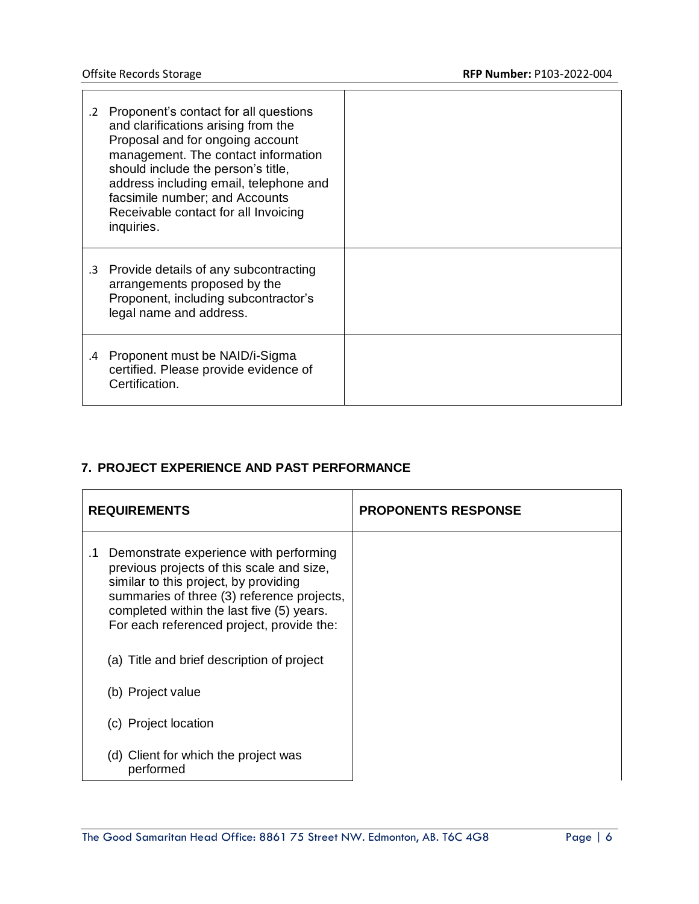| | |
|---|---|
| .2 Proponent's contact for all questions and clarifications arising from the Proposal and for ongoing account management. The contact information should include the person's title, address including email, telephone and facsimile number; and Accounts Receivable contact for all Invoicing inquiries. | |
| .3 Provide details of any subcontracting arrangements proposed by the Proponent, including subcontractor's legal name and address. | |
| .4 Proponent must be NAID/i-Sigma certified. Please provide evidence of Certification. | |

## 7. PROJECT EXPERIENCE AND PAST PERFORMANCE

| REQUIREMENTS | PROPONENTS RESPONSE |
|---|---|
| .1 Demonstrate experience with performing previous projects of this scale and size, similar to this project, by providing summaries of three (3) reference projects, completed within the last five (5) years. For each referenced project, provide the:<br><br>(a) Title and brief description of project<br><br>(b) Project value<br><br>(c) Project location<br><br>(d) Client for which the project was performed | |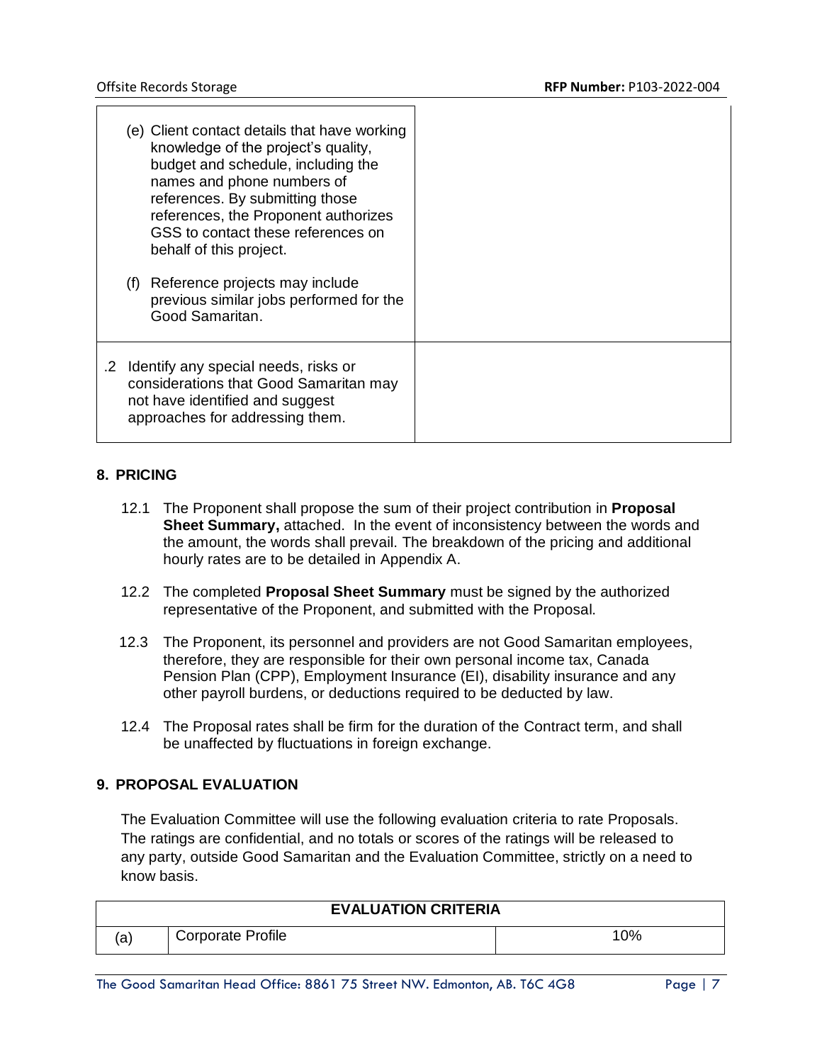| | |
|---|---|
| (e) Client contact details that have working knowledge of the project's quality, budget and schedule, including the names and phone numbers of references. By submitting those references, the Proponent authorizes GSS to contact these references on behalf of this project.<br><br>(f) Reference projects may include previous similar jobs performed for the Good Samaritan. | |
| .2 Identify any special needs, risks or considerations that Good Samaritan may not have identified and suggest approaches for addressing them. | |

## 8. PRICING

12.1 The Proponent shall propose the sum of their project contribution in **Proposal Sheet Summary,** attached. In the event of inconsistency between the words and the amount, the words shall prevail. The breakdown of the pricing and additional hourly rates are to be detailed in Appendix A.

12.2 The completed **Proposal Sheet Summary** must be signed by the authorized representative of the Proponent, and submitted with the Proposal.

12.3 The Proponent, its personnel and providers are not Good Samaritan employees, therefore, they are responsible for their own personal income tax, Canada Pension Plan (CPP), Employment Insurance (EI), disability insurance and any other payroll burdens, or deductions required to be deducted by law.

12.4 The Proposal rates shall be firm for the duration of the Contract term, and shall be unaffected by fluctuations in foreign exchange.

## 9. PROPOSAL EVALUATION

The Evaluation Committee will use the following evaluation criteria to rate Proposals. The ratings are confidential, and no totals or scores of the ratings will be released to any party, outside Good Samaritan and the Evaluation Committee, strictly on a need to know basis.

| EVALUATION CRITERIA | | |
|---|---|---|
| (a) | Corporate Profile | 10% |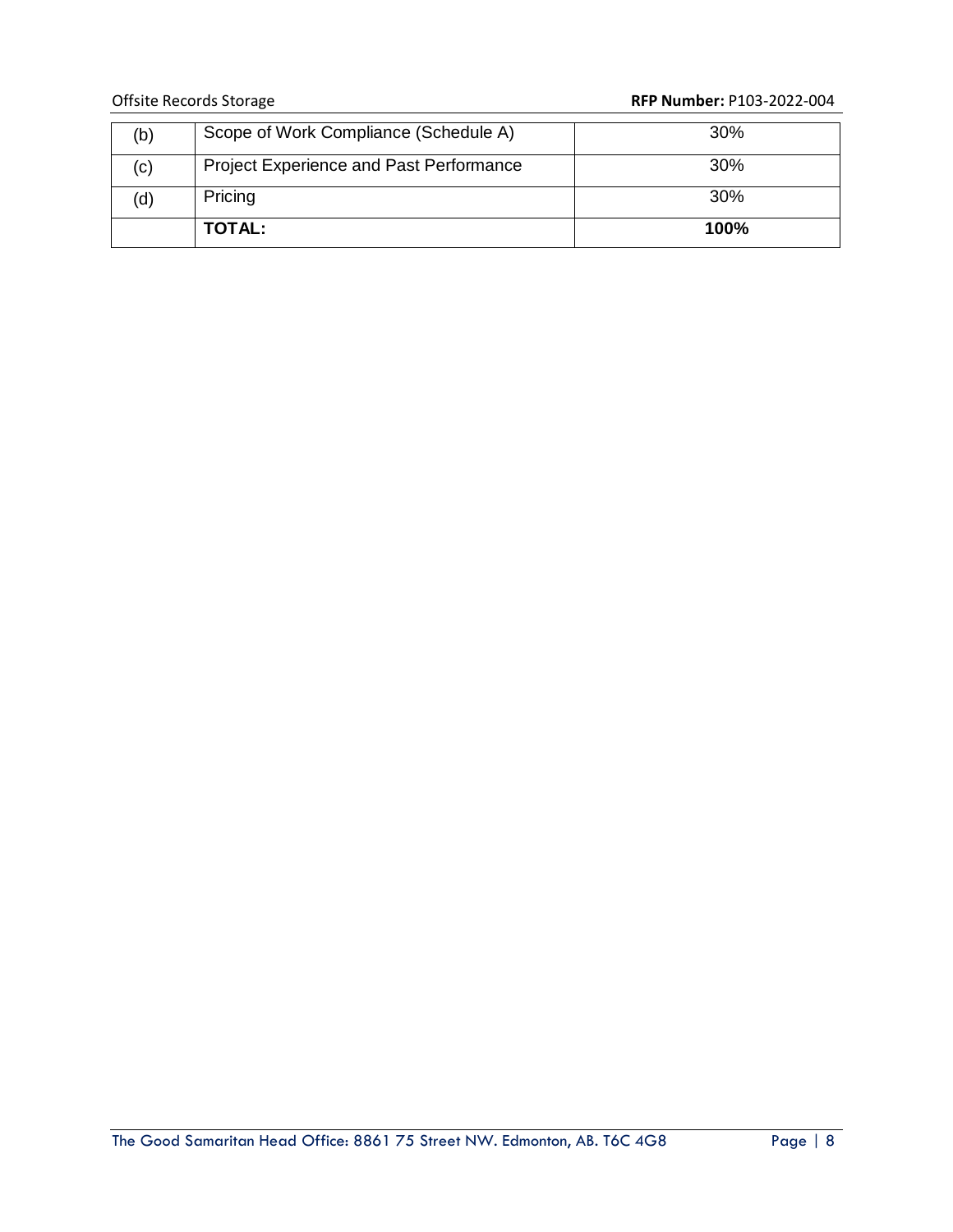| (b) | Scope of Work Compliance (Schedule A) | 30% |
|---|---|---|
| (c) | Project Experience and Past Performance | 30% |
| (d) | Pricing | 30% |
| | **TOTAL:** | **100%** |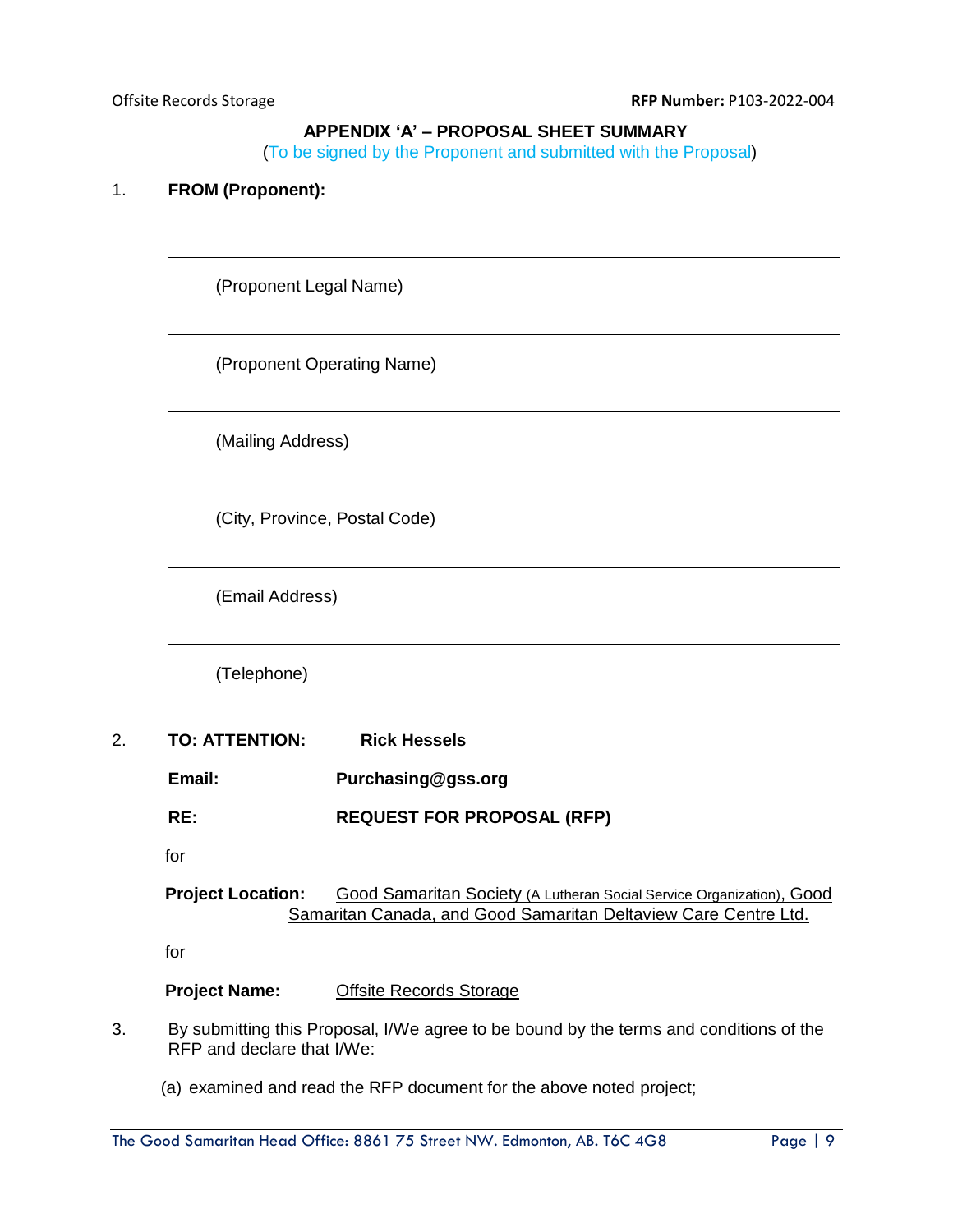## APPENDIX 'A' – PROPOSAL SHEET SUMMARY

(To be signed by the Proponent and submitted with the Proposal)

1. **FROM (Proponent):**

_______________________________________________

(Proponent Legal Name)

_______________________________________________

(Proponent Operating Name)

_______________________________________________

(Mailing Address)

_______________________________________________

(City, Province, Postal Code)

_______________________________________________

(Email Address)

_______________________________________________

(Telephone)

2. **TO: ATTENTION:** **Rick Hessels**

   **Email:** **Purchasing@gss.org**

   **RE:** **REQUEST FOR PROPOSAL (RFP)**

   for

   **Project Location:** Good Samaritan Society (A Lutheran Social Service Organization), Good Samaritan Canada, and Good Samaritan Deltaview Care Centre Ltd.

   for

   **Project Name:** Offsite Records Storage

3. By submitting this Proposal, I/We agree to be bound by the terms and conditions of the RFP and declare that I/We:

   (a) examined and read the RFP document for the above noted project;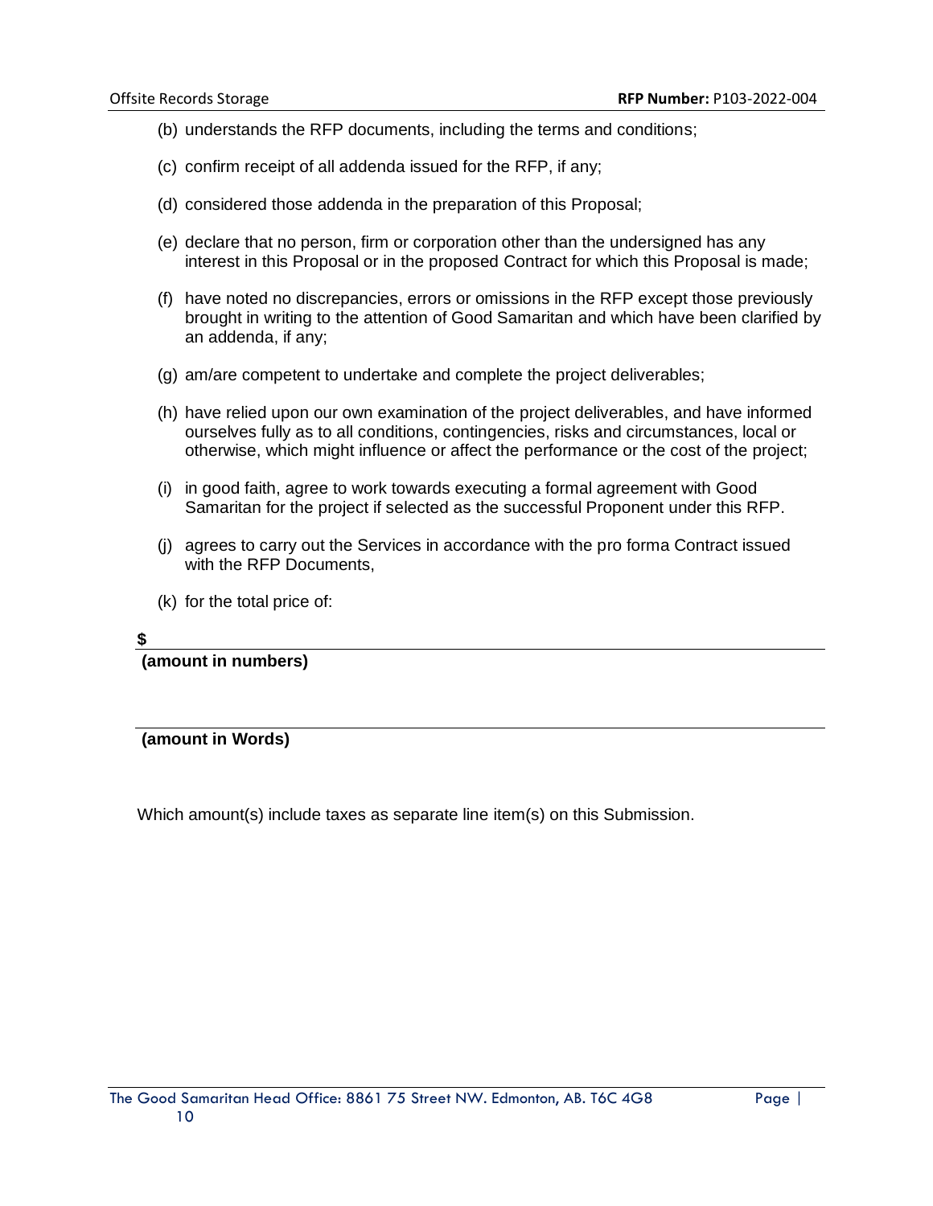(b) understands the RFP documents, including the terms and conditions;

(c) confirm receipt of all addenda issued for the RFP, if any;

(d) considered those addenda in the preparation of this Proposal;

(e) declare that no person, firm or corporation other than the undersigned has any interest in this Proposal or in the proposed Contract for which this Proposal is made;

(f) have noted no discrepancies, errors or omissions in the RFP except those previously brought in writing to the attention of Good Samaritan and which have been clarified by an addenda, if any;

(g) am/are competent to undertake and complete the project deliverables;

(h) have relied upon our own examination of the project deliverables, and have informed ourselves fully as to all conditions, contingencies, risks and circumstances, local or otherwise, which might influence or affect the performance or the cost of the project;

(i) in good faith, agree to work towards executing a formal agreement with Good Samaritan for the project if selected as the successful Proponent under this RFP.

(j) agrees to carry out the Services in accordance with the pro forma Contract issued with the RFP Documents,

(k) for the total price of:

**$** ______________________________________________

**(amount in numbers)**

______________________________________________

**(amount in Words)**

Which amount(s) include taxes as separate line item(s) on this Submission.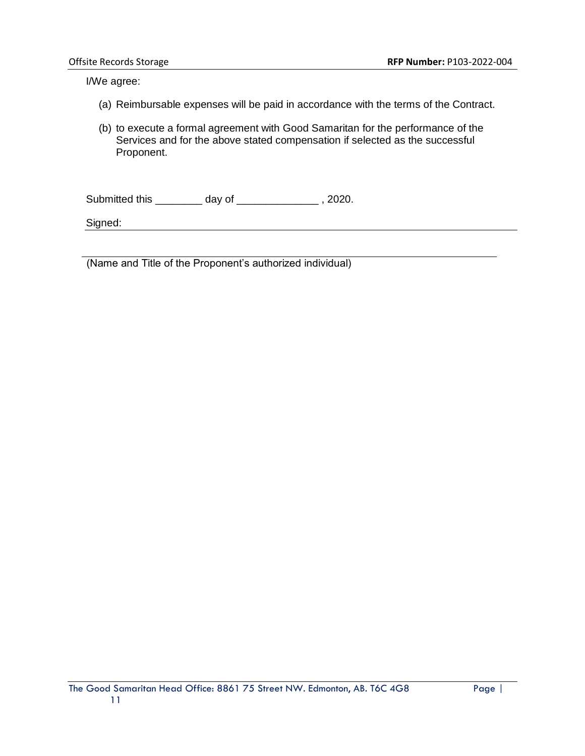I/We agree:

(a) Reimbursable expenses will be paid in accordance with the terms of the Contract.

(b) to execute a formal agreement with Good Samaritan for the performance of the Services and for the above stated compensation if selected as the successful Proponent.

Submitted this ________ day of ______________ , 2020.

Signed: ____________________________________________

____________________________________________

(Name and Title of the Proponent's authorized individual)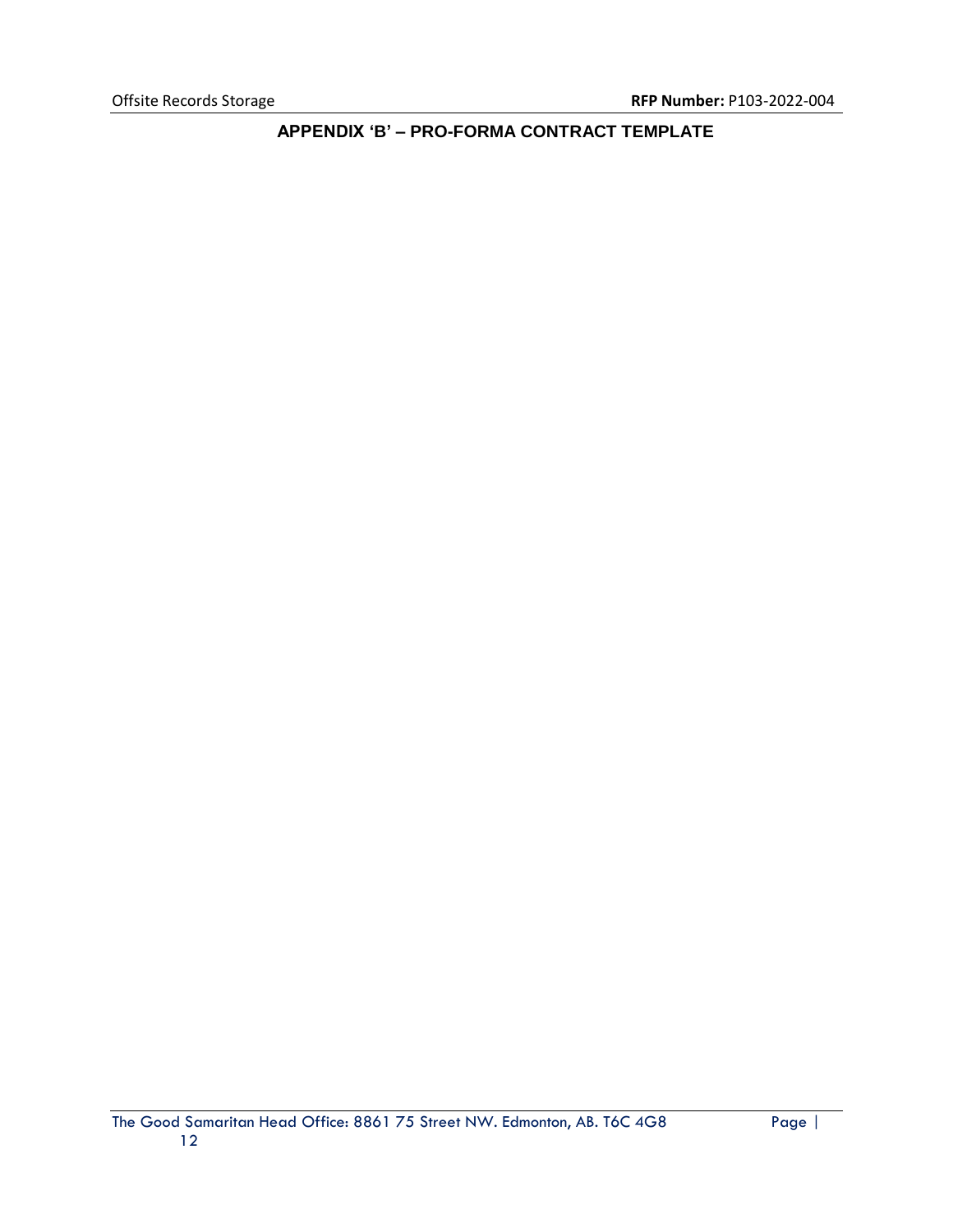## APPENDIX 'B' – PRO-FORMA CONTRACT TEMPLATE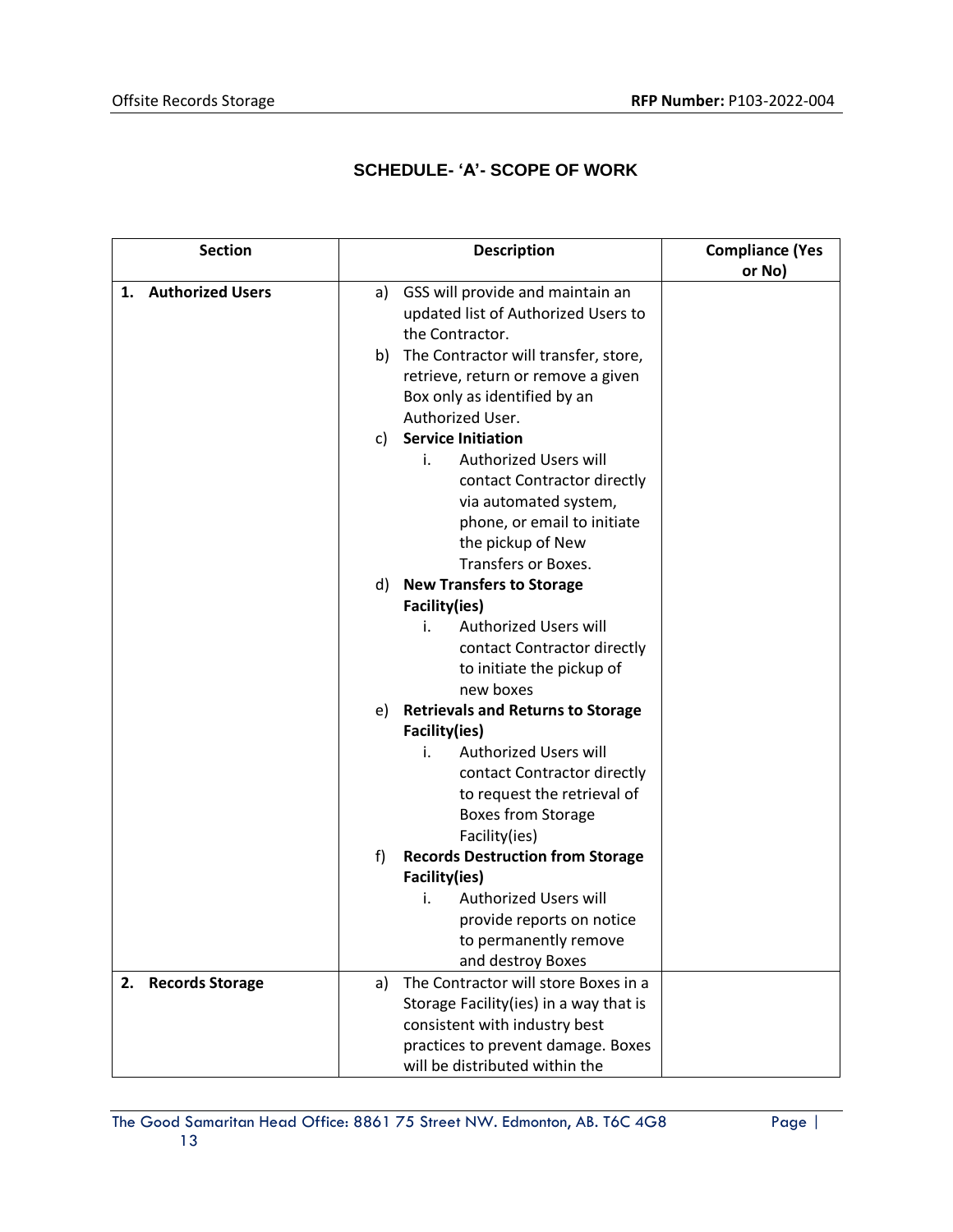## SCHEDULE- 'A'- SCOPE OF WORK

| Section | Description | Compliance (Yes or No) |
| --- | --- | --- |
| 1. **Authorized Users** | a) GSS will provide and maintain an updated list of Authorized Users to the Contractor.<br>b) The Contractor will transfer, store, retrieve, return or remove a given Box only as identified by an Authorized User.<br>c) **Service Initiation**<br>i. Authorized Users will contact Contractor directly via automated system, phone, or email to initiate the pickup of New Transfers or Boxes.<br>d) **New Transfers to Storage Facility(ies)**<br>i. Authorized Users will contact Contractor directly to initiate the pickup of new boxes<br>e) **Retrievals and Returns to Storage Facility(ies)**<br>i. Authorized Users will contact Contractor directly to request the retrieval of Boxes from Storage Facility(ies)<br>f) **Records Destruction from Storage Facility(ies)**<br>i. Authorized Users will provide reports on notice to permanently remove and destroy Boxes | |
| 2. **Records Storage** | a) The Contractor will store Boxes in a Storage Facility(ies) in a way that is consistent with industry best practices to prevent damage. Boxes will be distributed within the | |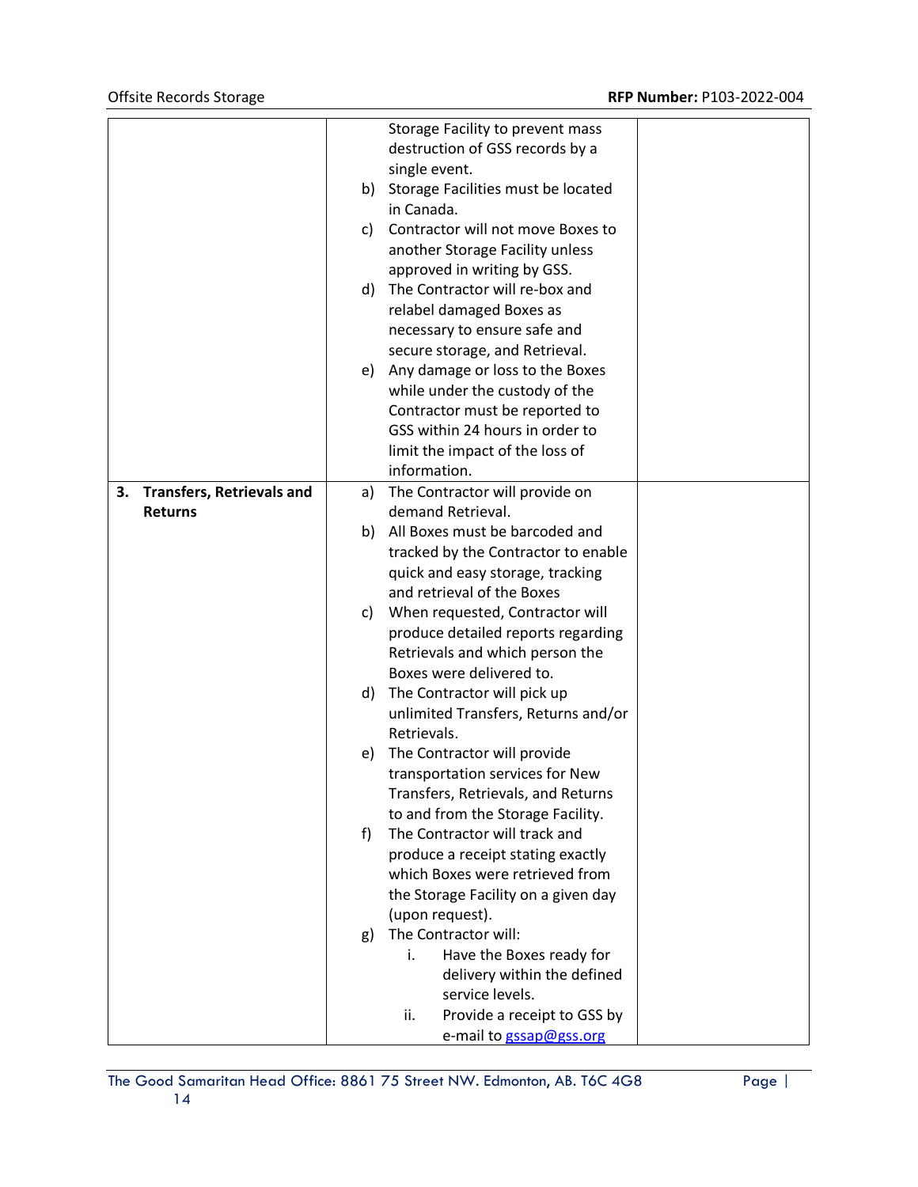| | | |
|---|---|---|
| | Storage Facility to prevent mass destruction of GSS records by a single event.<br>b) Storage Facilities must be located in Canada.<br>c) Contractor will not move Boxes to another Storage Facility unless approved in writing by GSS.<br>d) The Contractor will re-box and relabel damaged Boxes as necessary to ensure safe and secure storage, and Retrieval.<br>e) Any damage or loss to the Boxes while under the custody of the Contractor must be reported to GSS within 24 hours in order to limit the impact of the loss of information. | |
| **3. Transfers, Retrievals and Returns** | a) The Contractor will provide on demand Retrieval.<br>b) All Boxes must be barcoded and tracked by the Contractor to enable quick and easy storage, tracking and retrieval of the Boxes<br>c) When requested, Contractor will produce detailed reports regarding Retrievals and which person the Boxes were delivered to.<br>d) The Contractor will pick up unlimited Transfers, Returns and/or Retrievals.<br>e) The Contractor will provide transportation services for New Transfers, Retrievals, and Returns to and from the Storage Facility.<br>f) The Contractor will track and produce a receipt stating exactly which Boxes were retrieved from the Storage Facility on a given day (upon request).<br>g) The Contractor will:<br>i. Have the Boxes ready for delivery within the defined service levels.<br>ii. Provide a receipt to GSS by e-mail to gssap@gss.org | |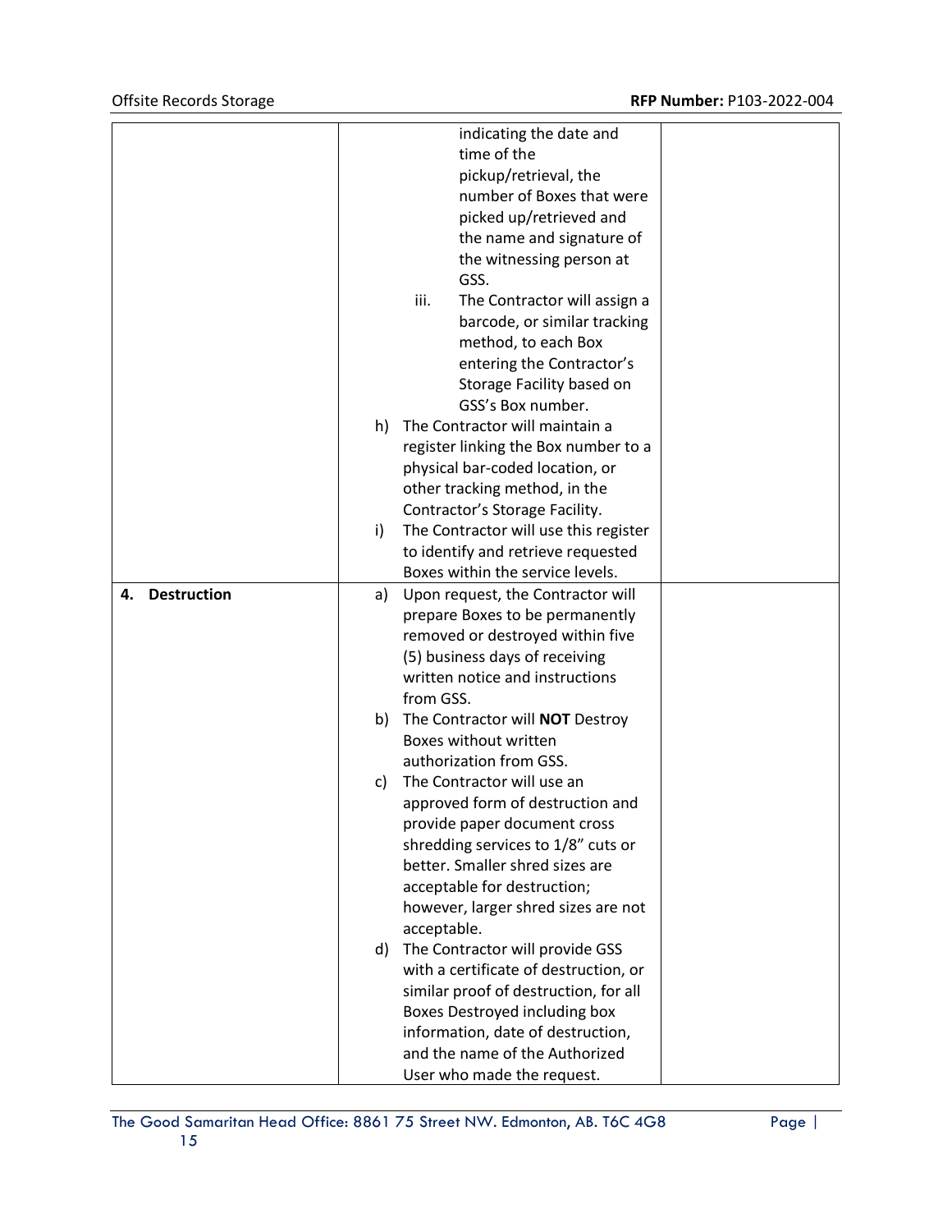| | | |
|---|---|---|
| | indicating the date and time of the pickup/retrieval, the number of Boxes that were picked up/retrieved and the name and signature of the witnessing person at GSS.<br>iii. The Contractor will assign a barcode, or similar tracking method, to each Box entering the Contractor's Storage Facility based on GSS's Box number.<br>h) The Contractor will maintain a register linking the Box number to a physical bar-coded location, or other tracking method, in the Contractor's Storage Facility.<br>i) The Contractor will use this register to identify and retrieve requested Boxes within the service levels. | |
| **4. Destruction** | a) Upon request, the Contractor will prepare Boxes to be permanently removed or destroyed within five (5) business days of receiving written notice and instructions from GSS.<br>b) The Contractor will **NOT** Destroy Boxes without written authorization from GSS.<br>c) The Contractor will use an approved form of destruction and provide paper document cross shredding services to 1/8" cuts or better. Smaller shred sizes are acceptable for destruction; however, larger shred sizes are not acceptable.<br>d) The Contractor will provide GSS with a certificate of destruction, or similar proof of destruction, for all Boxes Destroyed including box information, date of destruction, and the name of the Authorized User who made the request. | |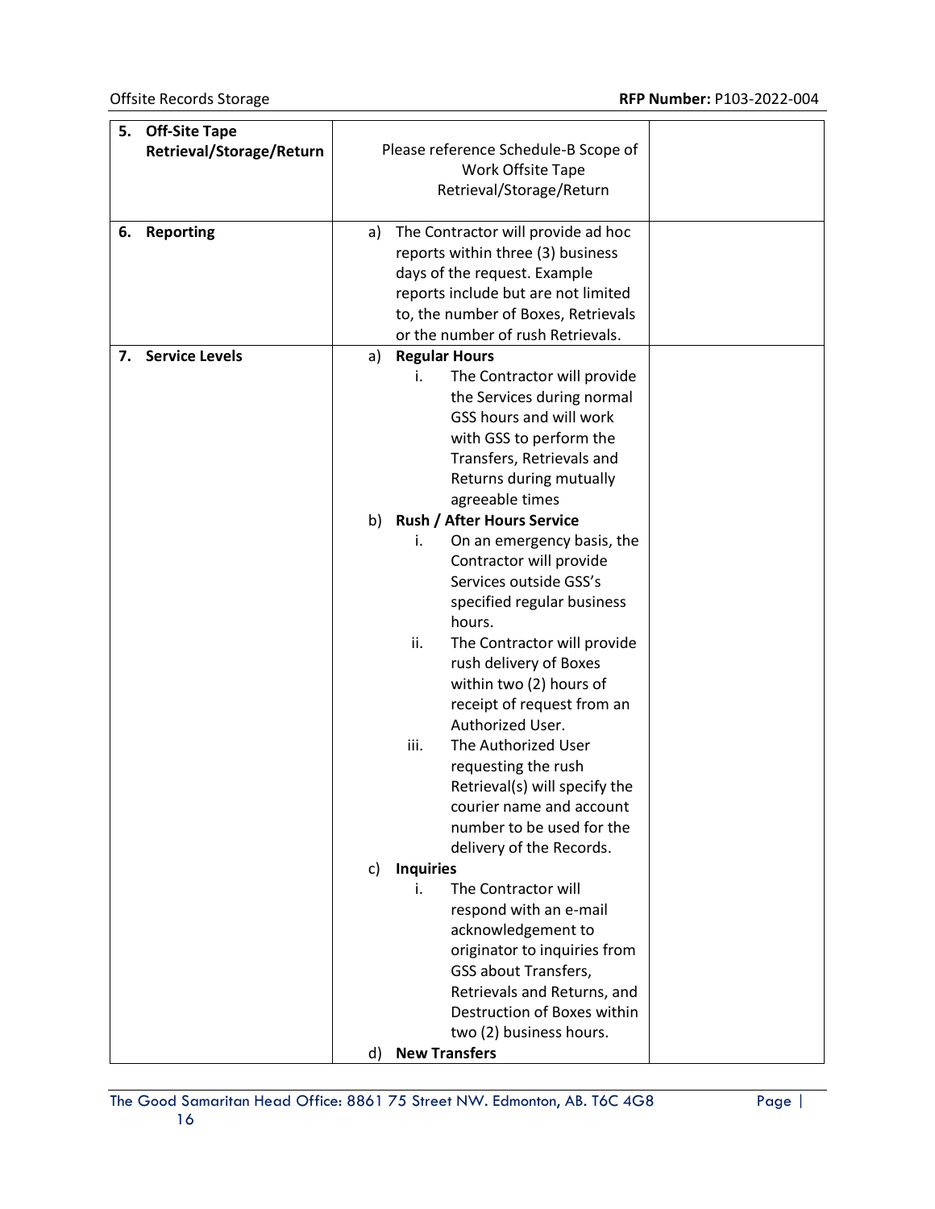| | | |
|---|---|---|
| **5. Off-Site Tape Retrieval/Storage/Return** | Please reference Schedule-B Scope of Work Offsite Tape Retrieval/Storage/Return | |
| **6. Reporting** | a) The Contractor will provide ad hoc reports within three (3) business days of the request. Example reports include but are not limited to, the number of Boxes, Retrievals or the number of rush Retrievals. | |
| **7. Service Levels** | a) **Regular Hours**<br>i. The Contractor will provide the Services during normal GSS hours and will work with GSS to perform the Transfers, Retrievals and Returns during mutually agreeable times<br>b) **Rush / After Hours Service**<br>i. On an emergency basis, the Contractor will provide Services outside GSS's specified regular business hours.<br>ii. The Contractor will provide rush delivery of Boxes within two (2) hours of receipt of request from an Authorized User.<br>iii. The Authorized User requesting the rush Retrieval(s) will specify the courier name and account number to be used for the delivery of the Records.<br>c) **Inquiries**<br>i. The Contractor will respond with an e-mail acknowledgement to originator to inquiries from GSS about Transfers, Retrievals and Returns, and Destruction of Boxes within two (2) business hours.<br>d) **New Transfers** | |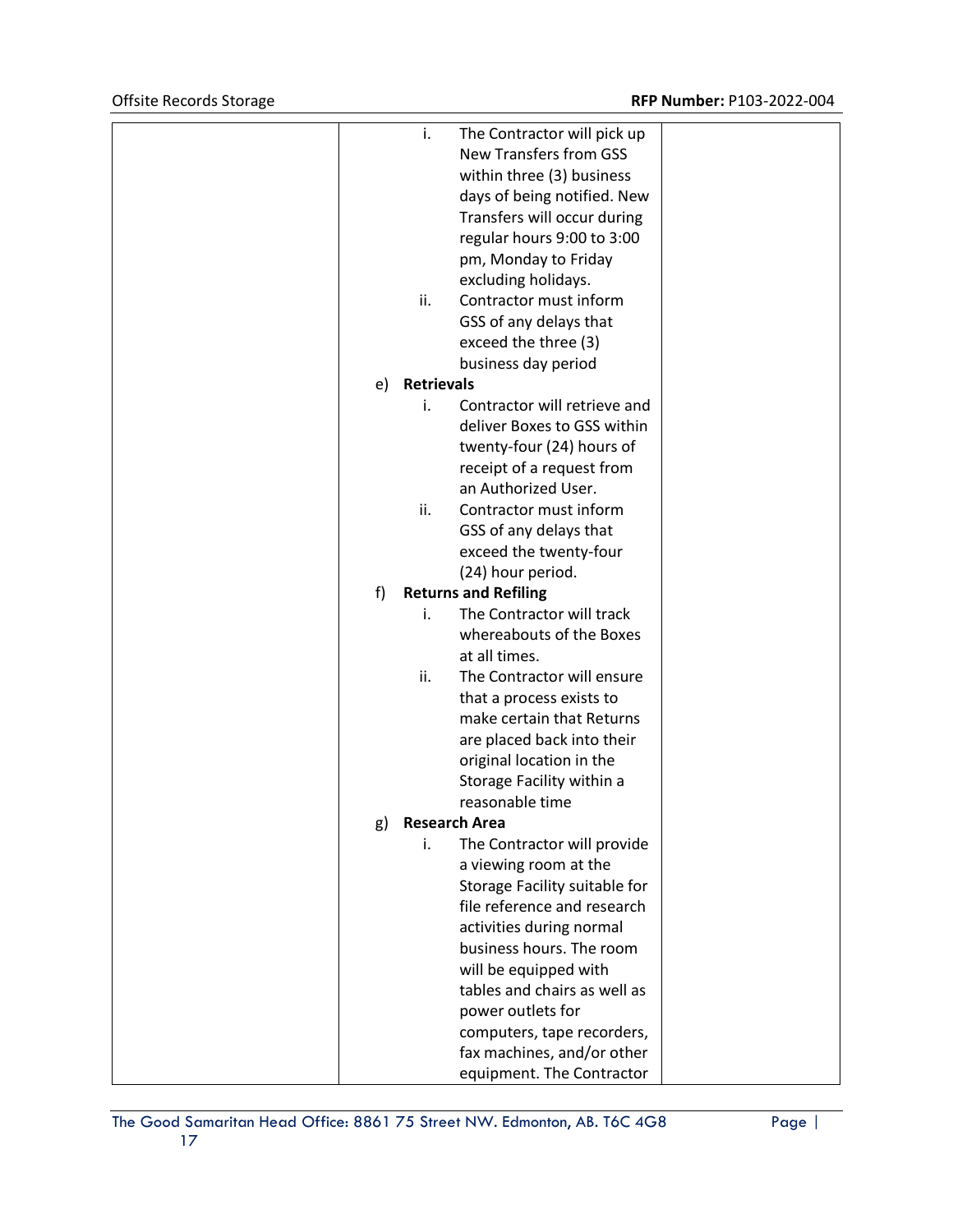| | | |
|---|---|---|
| | i. The Contractor will pick up New Transfers from GSS within three (3) business days of being notified. New Transfers will occur during regular hours 9:00 to 3:00 pm, Monday to Friday excluding holidays.<br>ii. Contractor must inform GSS of any delays that exceed the three (3) business day period<br>e) **Retrievals**<br>i. Contractor will retrieve and deliver Boxes to GSS within twenty-four (24) hours of receipt of a request from an Authorized User.<br>ii. Contractor must inform GSS of any delays that exceed the twenty-four (24) hour period.<br>f) **Returns and Refiling**<br>i. The Contractor will track whereabouts of the Boxes at all times.<br>ii. The Contractor will ensure that a process exists to make certain that Returns are placed back into their original location in the Storage Facility within a reasonable time<br>g) **Research Area**<br>i. The Contractor will provide a viewing room at the Storage Facility suitable for file reference and research activities during normal business hours. The room will be equipped with tables and chairs as well as power outlets for computers, tape recorders, fax machines, and/or other equipment. The Contractor | |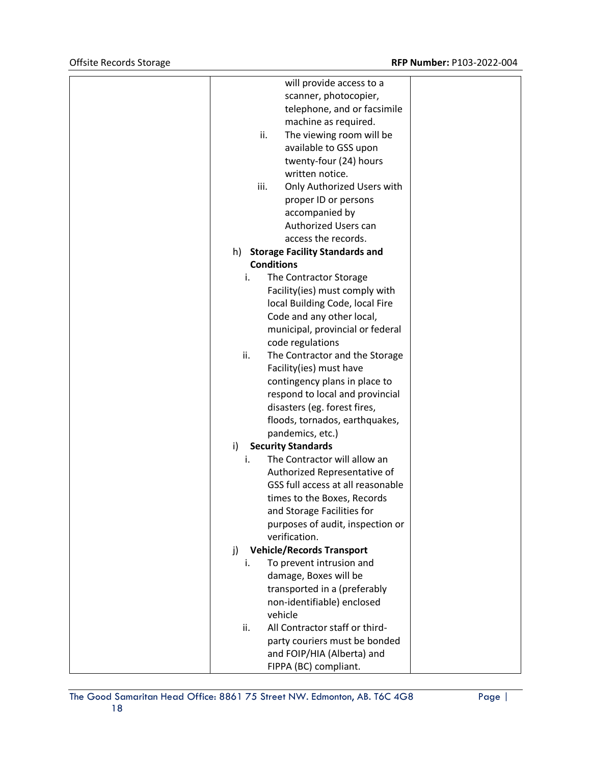| | will provide access to a scanner, photocopier, telephone, and or facsimile machine as required.<br>ii. The viewing room will be available to GSS upon twenty-four (24) hours written notice.<br>iii. Only Authorized Users with proper ID or persons accompanied by Authorized Users can access the records.<br>h) **Storage Facility Standards and Conditions**<br>i. The Contractor Storage Facility(ies) must comply with local Building Code, local Fire Code and any other local, municipal, provincial or federal code regulations<br>ii. The Contractor and the Storage Facility(ies) must have contingency plans in place to respond to local and provincial disasters (eg. forest fires, floods, tornados, earthquakes, pandemics, etc.)<br>i) **Security Standards**<br>i. The Contractor will allow an Authorized Representative of GSS full access at all reasonable times to the Boxes, Records and Storage Facilities for purposes of audit, inspection or verification.<br>j) **Vehicle/Records Transport**<br>i. To prevent intrusion and damage, Boxes will be transported in a (preferably non-identifiable) enclosed vehicle<br>ii. All Contractor staff or third-party couriers must be bonded and FOIP/HIA (Alberta) and FIPPA (BC) compliant. | |
|---|---|---|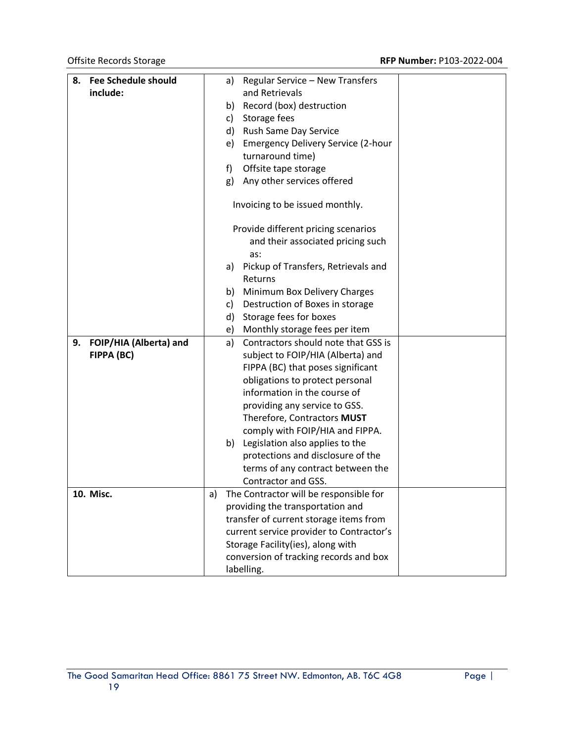| | | |
|---|---|---|
| **8. Fee Schedule should include:** | a) Regular Service – New Transfers and Retrievals<br>b) Record (box) destruction<br>c) Storage fees<br>d) Rush Same Day Service<br>e) Emergency Delivery Service (2-hour turnaround time)<br>f) Offsite tape storage<br>g) Any other services offered<br><br>Invoicing to be issued monthly.<br><br>Provide different pricing scenarios and their associated pricing such as:<br>a) Pickup of Transfers, Retrievals and Returns<br>b) Minimum Box Delivery Charges<br>c) Destruction of Boxes in storage<br>d) Storage fees for boxes<br>e) Monthly storage fees per item | |
| **9. FOIP/HIA (Alberta) and FIPPA (BC)** | a) Contractors should note that GSS is subject to FOIP/HIA (Alberta) and FIPPA (BC) that poses significant obligations to protect personal information in the course of providing any service to GSS. Therefore, Contractors **MUST** comply with FOIP/HIA and FIPPA.<br>b) Legislation also applies to the protections and disclosure of the terms of any contract between the Contractor and GSS. | |
| **10. Misc.** | a) The Contractor will be responsible for providing the transportation and transfer of current storage items from current service provider to Contractor's Storage Facility(ies), along with conversion of tracking records and box labelling. | |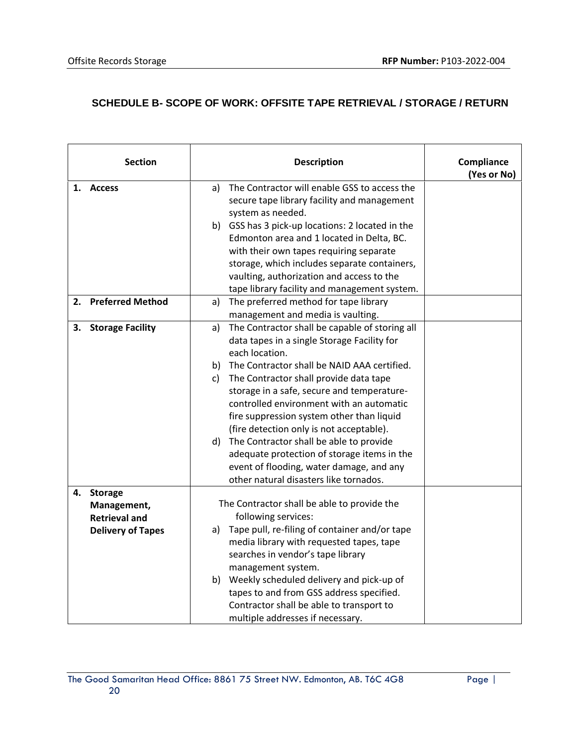## SCHEDULE B- SCOPE OF WORK: OFFSITE TAPE RETRIEVAL / STORAGE / RETURN

| Section | Description | Compliance (Yes or No) |
|---|---|---|
| **1. Access** | a) The Contractor will enable GSS to access the secure tape library facility and management system as needed.<br>b) GSS has 3 pick-up locations: 2 located in the Edmonton area and 1 located in Delta, BC. with their own tapes requiring separate storage, which includes separate containers, vaulting, authorization and access to the tape library facility and management system. | |
| **2. Preferred Method** | a) The preferred method for tape library management and media is vaulting. | |
| **3. Storage Facility** | a) The Contractor shall be capable of storing all data tapes in a single Storage Facility for each location.<br>b) The Contractor shall be NAID AAA certified.<br>c) The Contractor shall provide data tape storage in a safe, secure and temperature-controlled environment with an automatic fire suppression system other than liquid (fire detection only is not acceptable).<br>d) The Contractor shall be able to provide adequate protection of storage items in the event of flooding, water damage, and any other natural disasters like tornados. | |
| **4. Storage Management, Retrieval and Delivery of Tapes** | The Contractor shall be able to provide the following services:<br>a) Tape pull, re-filing of container and/or tape media library with requested tapes, tape searches in vendor's tape library management system.<br>b) Weekly scheduled delivery and pick-up of tapes to and from GSS address specified. Contractor shall be able to transport to multiple addresses if necessary. | |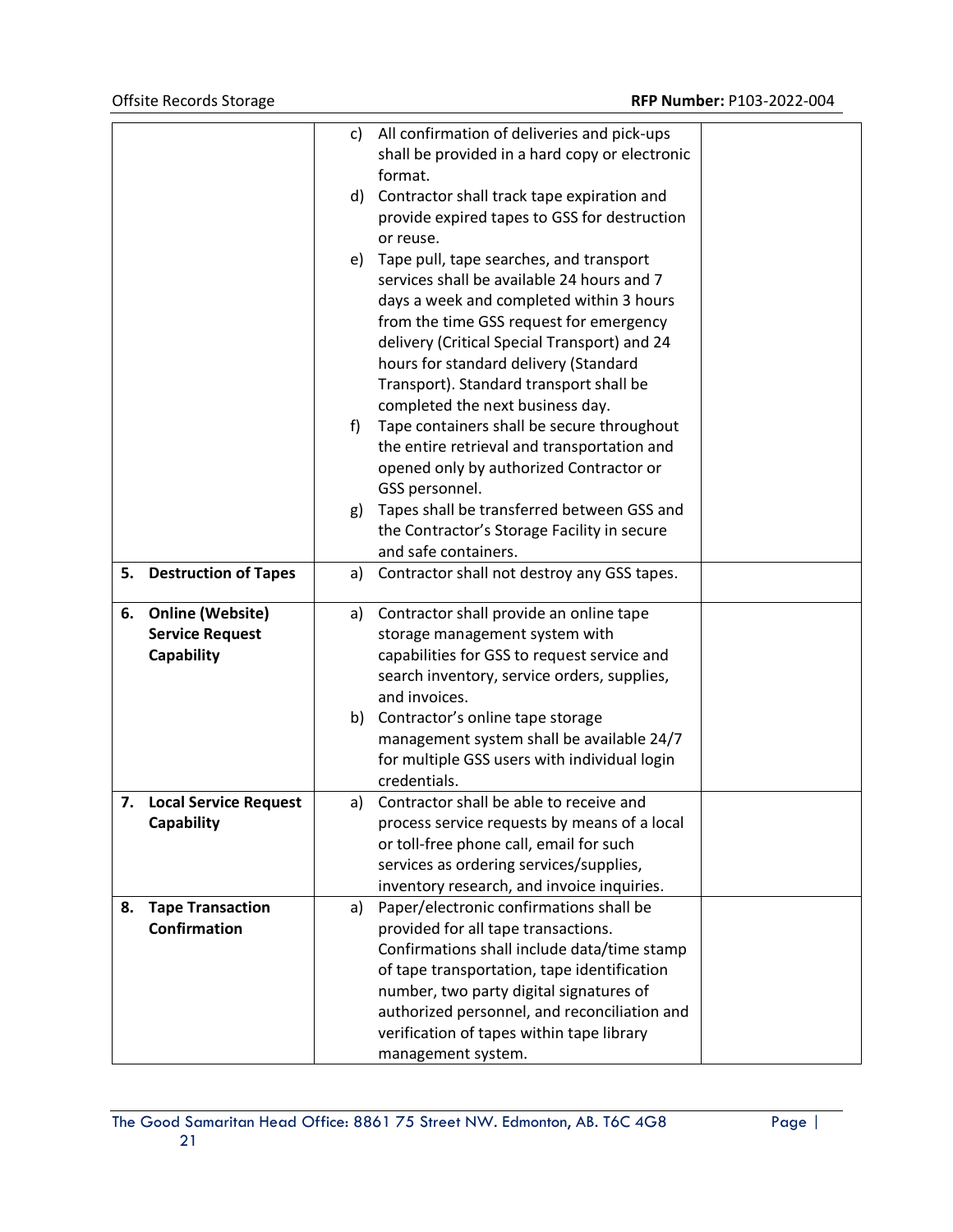| | | |
|---|---|---|
| | c) All confirmation of deliveries and pick-ups shall be provided in a hard copy or electronic format.<br>d) Contractor shall track tape expiration and provide expired tapes to GSS for destruction or reuse.<br>e) Tape pull, tape searches, and transport services shall be available 24 hours and 7 days a week and completed within 3 hours from the time GSS request for emergency delivery (Critical Special Transport) and 24 hours for standard delivery (Standard Transport). Standard transport shall be completed the next business day.<br>f) Tape containers shall be secure throughout the entire retrieval and transportation and opened only by authorized Contractor or GSS personnel.<br>g) Tapes shall be transferred between GSS and the Contractor's Storage Facility in secure and safe containers. | |
| **5. Destruction of Tapes** | a) Contractor shall not destroy any GSS tapes. | |
| **6. Online (Website) Service Request Capability** | a) Contractor shall provide an online tape storage management system with capabilities for GSS to request service and search inventory, service orders, supplies, and invoices.<br>b) Contractor's online tape storage management system shall be available 24/7 for multiple GSS users with individual login credentials. | |
| **7. Local Service Request Capability** | a) Contractor shall be able to receive and process service requests by means of a local or toll-free phone call, email for such services as ordering services/supplies, inventory research, and invoice inquiries. | |
| **8. Tape Transaction Confirmation** | a) Paper/electronic confirmations shall be provided for all tape transactions. Confirmations shall include data/time stamp of tape transportation, tape identification number, two party digital signatures of authorized personnel, and reconciliation and verification of tapes within tape library management system. | |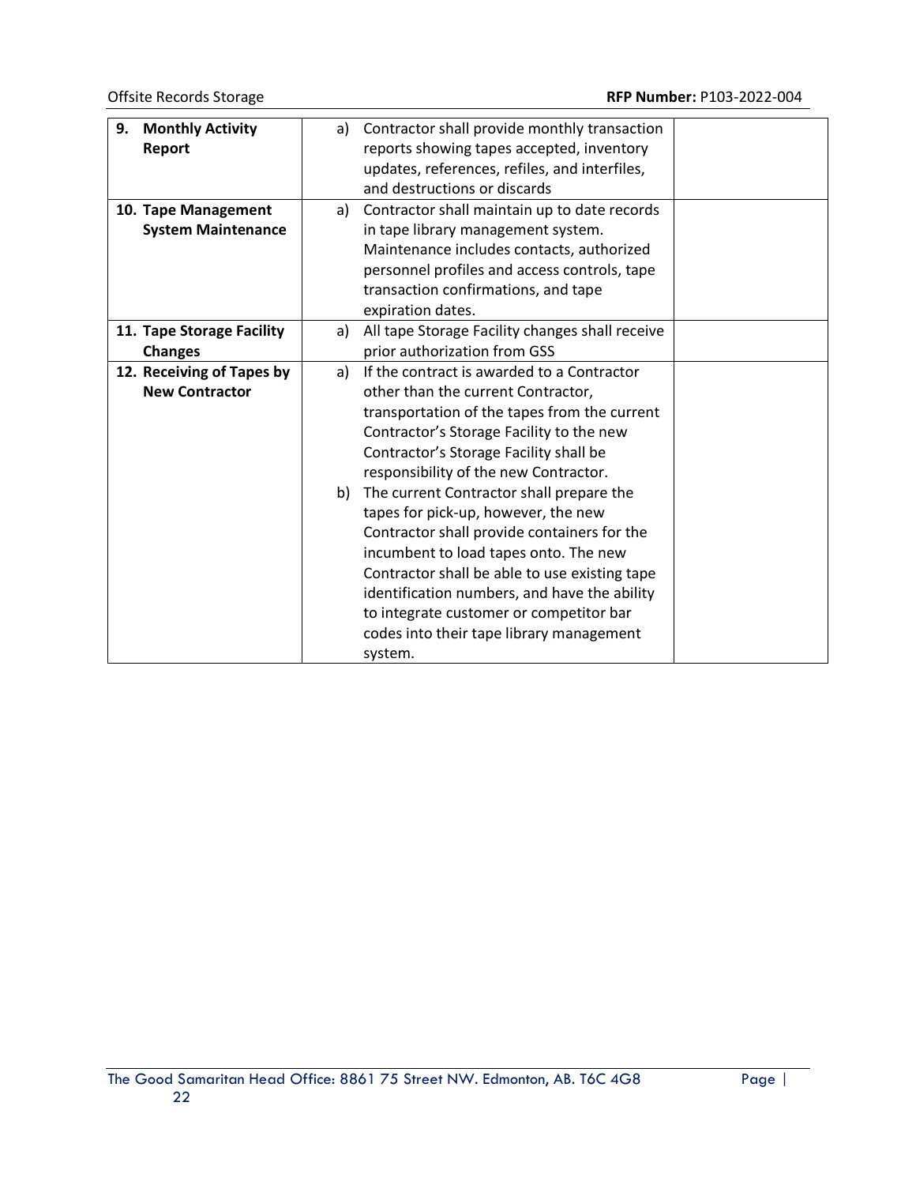| | | |
|---|---|---|
| **9. Monthly Activity Report** | a) Contractor shall provide monthly transaction reports showing tapes accepted, inventory updates, references, refiles, and interfiles, and destructions or discards | |
| **10. Tape Management System Maintenance** | a) Contractor shall maintain up to date records in tape library management system. Maintenance includes contacts, authorized personnel profiles and access controls, tape transaction confirmations, and tape expiration dates. | |
| **11. Tape Storage Facility Changes** | a) All tape Storage Facility changes shall receive prior authorization from GSS | |
| **12. Receiving of Tapes by New Contractor** | a) If the contract is awarded to a Contractor other than the current Contractor, transportation of the tapes from the current Contractor's Storage Facility to the new Contractor's Storage Facility shall be responsibility of the new Contractor.<br>b) The current Contractor shall prepare the tapes for pick-up, however, the new Contractor shall provide containers for the incumbent to load tapes onto. The new Contractor shall be able to use existing tape identification numbers, and have the ability to integrate customer or competitor bar codes into their tape library management system. | |